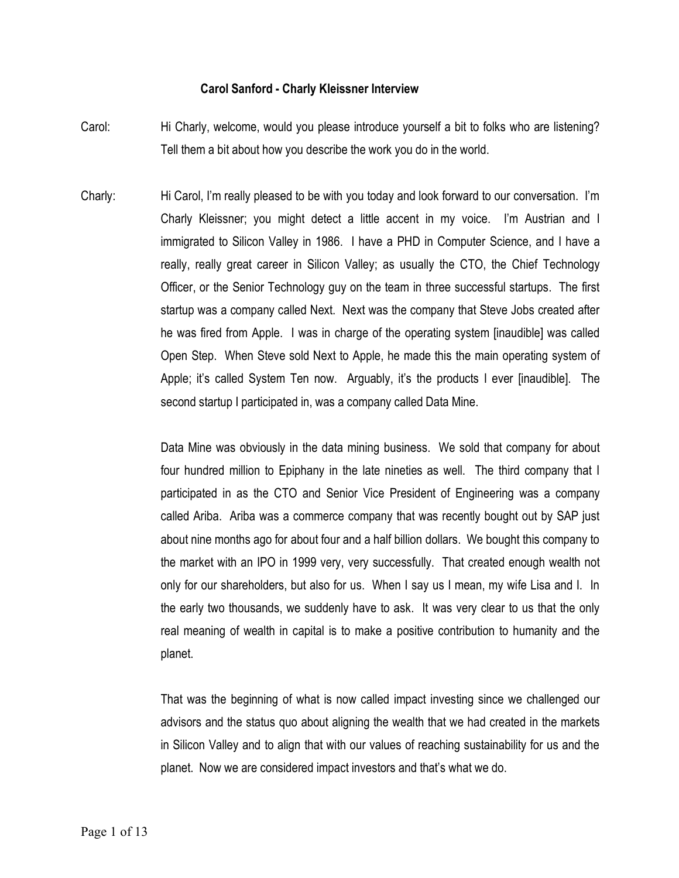**Carol Sanford - Charly Kleissner Interview**

Carol: Hi Charly, welcome, would you please introduce yourself a bit to folks who are listening? Tell them a bit about how you describe the work you do in the world.

Charly: Hi Carol, I'm really pleased to be with you today and look forward to our conversation. I'm Charly Kleissner; you might detect a little accent in my voice. I'm Austrian and I immigrated to Silicon Valley in 1986. I have a PHD in Computer Science, and I have a really, really great career in Silicon Valley; as usually the CTO, the Chief Technology Officer, or the Senior Technology guy on the team in three successful startups. The first startup was a company called Next. Next was the company that Steve Jobs created after he was fired from Apple. I was in charge of the operating system [inaudible] was called Open Step. When Steve sold Next to Apple, he made this the main operating system of Apple; it's called System Ten now. Arguably, it's the products I ever [inaudible]. The second startup I participated in, was a company called Data Mine.

Data Mine was obviously in the data mining business. We sold that company for about four hundred million to Epiphany in the late nineties as well. The third company that I participated in as the CTO and Senior Vice President of Engineering was a company called Ariba. Ariba was a commerce company that was recently bought out by SAP just about nine months ago for about four and a half billion dollars. We bought this company to the market with an IPO in 1999 very, very successfully. That created enough wealth not only for our shareholders, but also for us. When I say us I mean, my wife Lisa and I. In the early two thousands, we suddenly have to ask. It was very clear to us that the only real meaning of wealth in capital is to make a positive contribution to humanity and the planet.

That was the beginning of what is now called impact investing since we challenged our advisors and the status quo about aligning the wealth that we had created in the markets in Silicon Valley and to align that with our values of reaching sustainability for us and the planet. Now we are considered impact investors and that's what we do.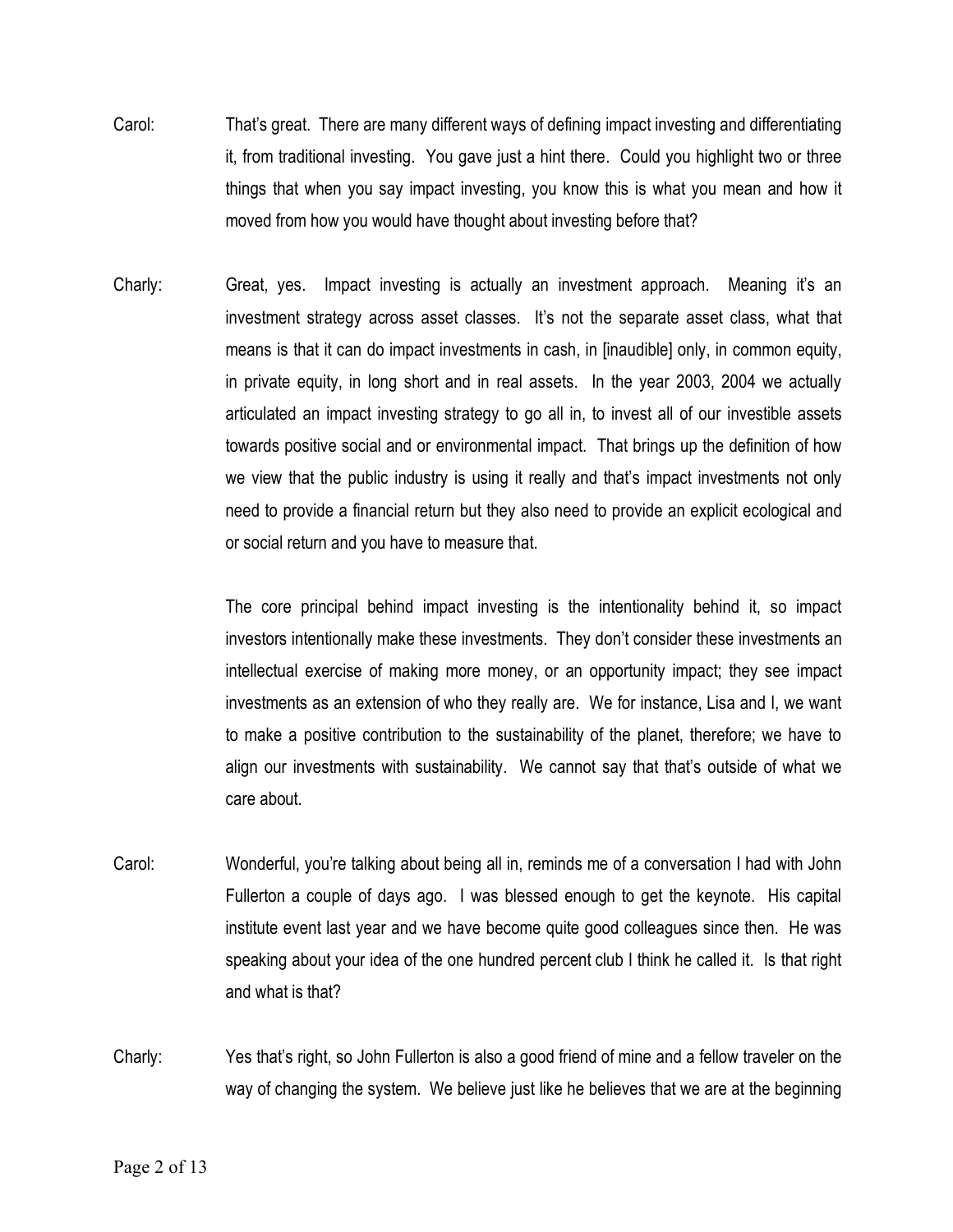Carol: That's great. There are many different ways of defining impact investing and differentiating it, from traditional investing. You gave just a hint there. Could you highlight two or three things that when you say impact investing, you know this is what you mean and how it moved from how you would have thought about investing before that?

Charly: Great, yes. Impact investing is actually an investment approach. Meaning it's an investment strategy across asset classes. It's not the separate asset class, what that means is that it can do impact investments in cash, in [inaudible] only, in common equity, in private equity, in long short and in real assets. In the year 2003, 2004 we actually articulated an impact investing strategy to go all in, to invest all of our investible assets towards positive social and or environmental impact. That brings up the definition of how we view that the public industry is using it really and that's impact investments not only need to provide a financial return but they also need to provide an explicit ecological and or social return and you have to measure that.

The core principal behind impact investing is the intentionality behind it, so impact investors intentionally make these investments. They don't consider these investments an intellectual exercise of making more money, or an opportunity impact; they see impact investments as an extension of who they really are. We for instance, Lisa and I, we want to make a positive contribution to the sustainability of the planet, therefore; we have to align our investments with sustainability. We cannot say that that's outside of what we care about.

Carol: Wonderful, you're talking about being all in, reminds me of a conversation I had with John Fullerton a couple of days ago. I was blessed enough to get the keynote. His capital institute event last year and we have become quite good colleagues since then. He was speaking about your idea of the one hundred percent club I think he called it. Is that right and what is that?

Charly: Yes that's right, so John Fullerton is also a good friend of mine and a fellow traveler on the way of changing the system. We believe just like he believes that we are at the beginning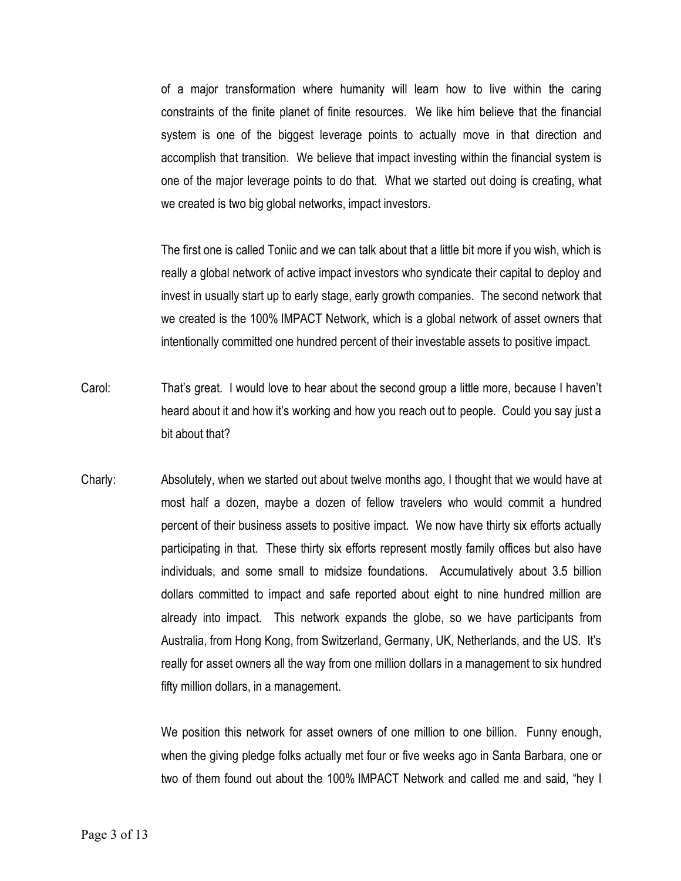of a major transformation where humanity will learn how to live within the caring constraints of the finite planet of finite resources. We like him believe that the financial system is one of the biggest leverage points to actually move in that direction and accomplish that transition. We believe that impact investing within the financial system is one of the major leverage points to do that. What we started out doing is creating, what we created is two big global networks, impact investors.

The first one is called Toniic and we can talk about that a little bit more if you wish, which is really a global network of active impact investors who syndicate their capital to deploy and invest in usually start up to early stage, early growth companies. The second network that we created is the 100% IMPACT Network, which is a global network of asset owners that intentionally committed one hundred percent of their investable assets to positive impact.

Carol: That's great. I would love to hear about the second group a little more, because I haven't heard about it and how it's working and how you reach out to people. Could you say just a bit about that?

Charly: Absolutely, when we started out about twelve months ago, I thought that we would have at most half a dozen, maybe a dozen of fellow travelers who would commit a hundred percent of their business assets to positive impact. We now have thirty six efforts actually participating in that. These thirty six efforts represent mostly family offices but also have individuals, and some small to midsize foundations. Accumulatively about 3.5 billion dollars committed to impact and safe reported about eight to nine hundred million are already into impact. This network expands the globe, so we have participants from Australia, from Hong Kong, from Switzerland, Germany, UK, Netherlands, and the US. It's really for asset owners all the way from one million dollars in a management to six hundred fifty million dollars, in a management.

We position this network for asset owners of one million to one billion. Funny enough, when the giving pledge folks actually met four or five weeks ago in Santa Barbara, one or two of them found out about the 100% IMPACT Network and called me and said, "hey I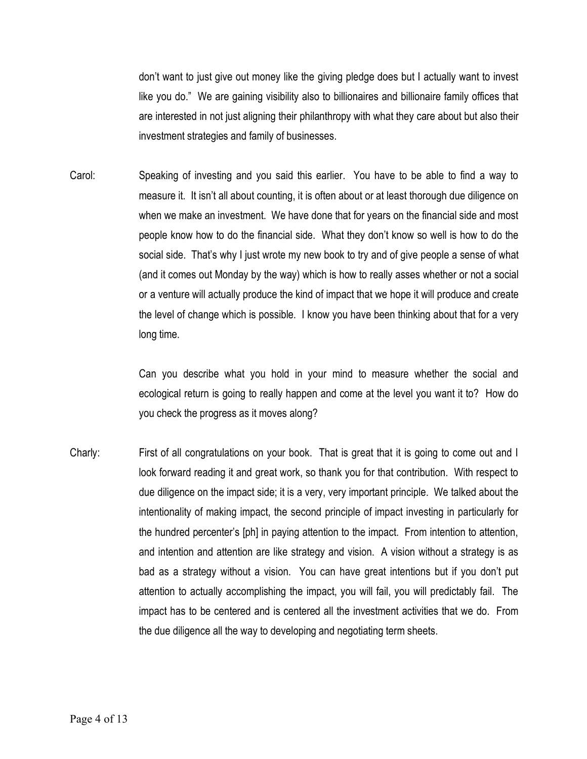don't want to just give out money like the giving pledge does but I actually want to invest like you do." We are gaining visibility also to billionaires and billionaire family offices that are interested in not just aligning their philanthropy with what they care about but also their investment strategies and family of businesses.

Carol: Speaking of investing and you said this earlier. You have to be able to find a way to measure it. It isn't all about counting, it is often about or at least thorough due diligence on when we make an investment. We have done that for years on the financial side and most people know how to do the financial side. What they don't know so well is how to do the social side. That's why I just wrote my new book to try and of give people a sense of what (and it comes out Monday by the way) which is how to really asses whether or not a social or a venture will actually produce the kind of impact that we hope it will produce and create the level of change which is possible. I know you have been thinking about that for a very long time.

Can you describe what you hold in your mind to measure whether the social and ecological return is going to really happen and come at the level you want it to? How do you check the progress as it moves along?

Charly: First of all congratulations on your book. That is great that it is going to come out and I look forward reading it and great work, so thank you for that contribution. With respect to due diligence on the impact side; it is a very, very important principle. We talked about the intentionality of making impact, the second principle of impact investing in particularly for the hundred percenter's [ph] in paying attention to the impact. From intention to attention, and intention and attention are like strategy and vision. A vision without a strategy is as bad as a strategy without a vision. You can have great intentions but if you don't put attention to actually accomplishing the impact, you will fail, you will predictably fail. The impact has to be centered and is centered all the investment activities that we do. From the due diligence all the way to developing and negotiating term sheets.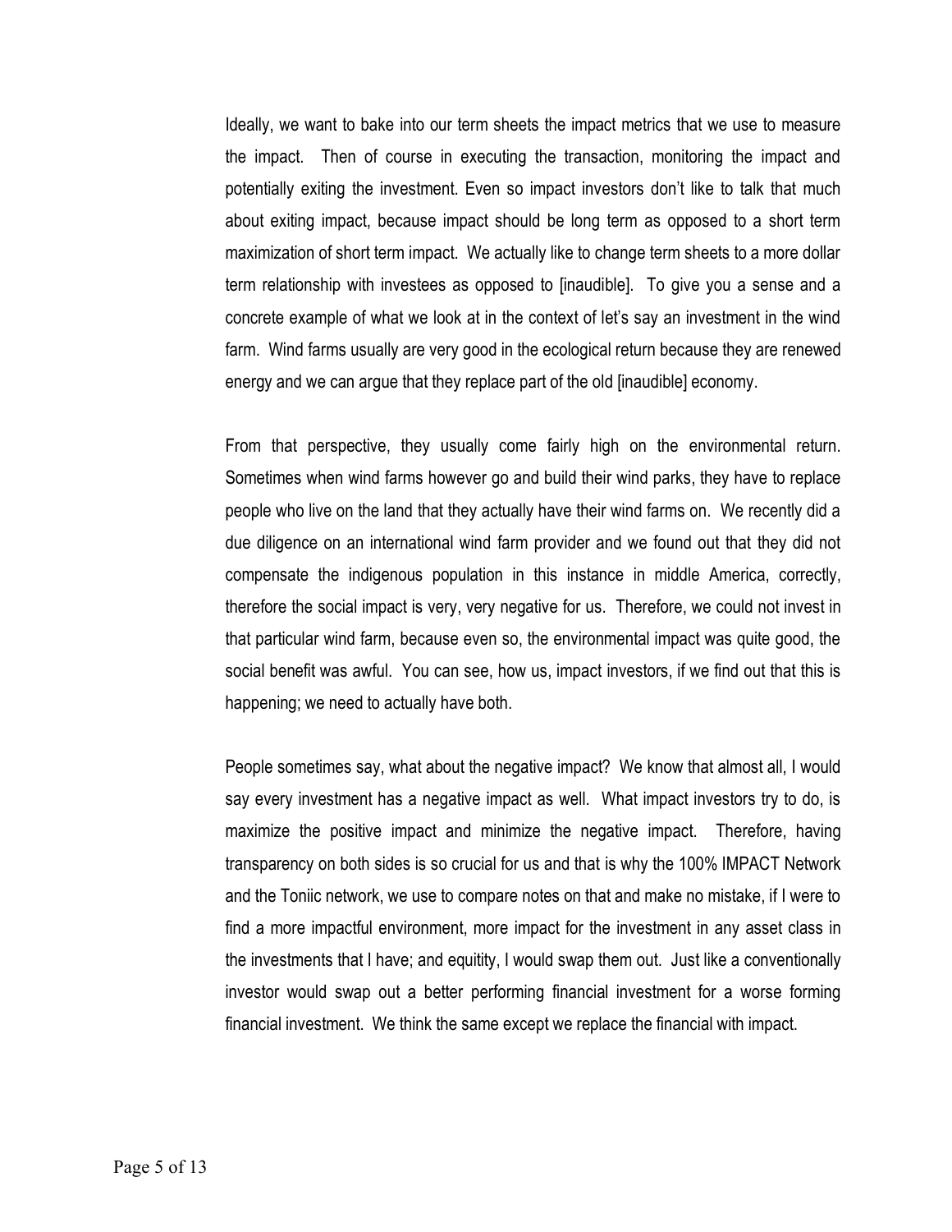Ideally, we want to bake into our term sheets the impact metrics that we use to measure the impact. Then of course in executing the transaction, monitoring the impact and potentially exiting the investment. Even so impact investors don't like to talk that much about exiting impact, because impact should be long term as opposed to a short term maximization of short term impact. We actually like to change term sheets to a more dollar term relationship with investees as opposed to [inaudible]. To give you a sense and a concrete example of what we look at in the context of let's say an investment in the wind farm. Wind farms usually are very good in the ecological return because they are renewed energy and we can argue that they replace part of the old [inaudible] economy.

From that perspective, they usually come fairly high on the environmental return. Sometimes when wind farms however go and build their wind parks, they have to replace people who live on the land that they actually have their wind farms on. We recently did a due diligence on an international wind farm provider and we found out that they did not compensate the indigenous population in this instance in middle America, correctly, therefore the social impact is very, very negative for us. Therefore, we could not invest in that particular wind farm, because even so, the environmental impact was quite good, the social benefit was awful. You can see, how us, impact investors, if we find out that this is happening; we need to actually have both.

People sometimes say, what about the negative impact? We know that almost all, I would say every investment has a negative impact as well. What impact investors try to do, is maximize the positive impact and minimize the negative impact. Therefore, having transparency on both sides is so crucial for us and that is why the 100% IMPACT Network and the Toniic network, we use to compare notes on that and make no mistake, if I were to find a more impactful environment, more impact for the investment in any asset class in the investments that I have; and equitity, I would swap them out. Just like a conventionally investor would swap out a better performing financial investment for a worse forming financial investment. We think the same except we replace the financial with impact.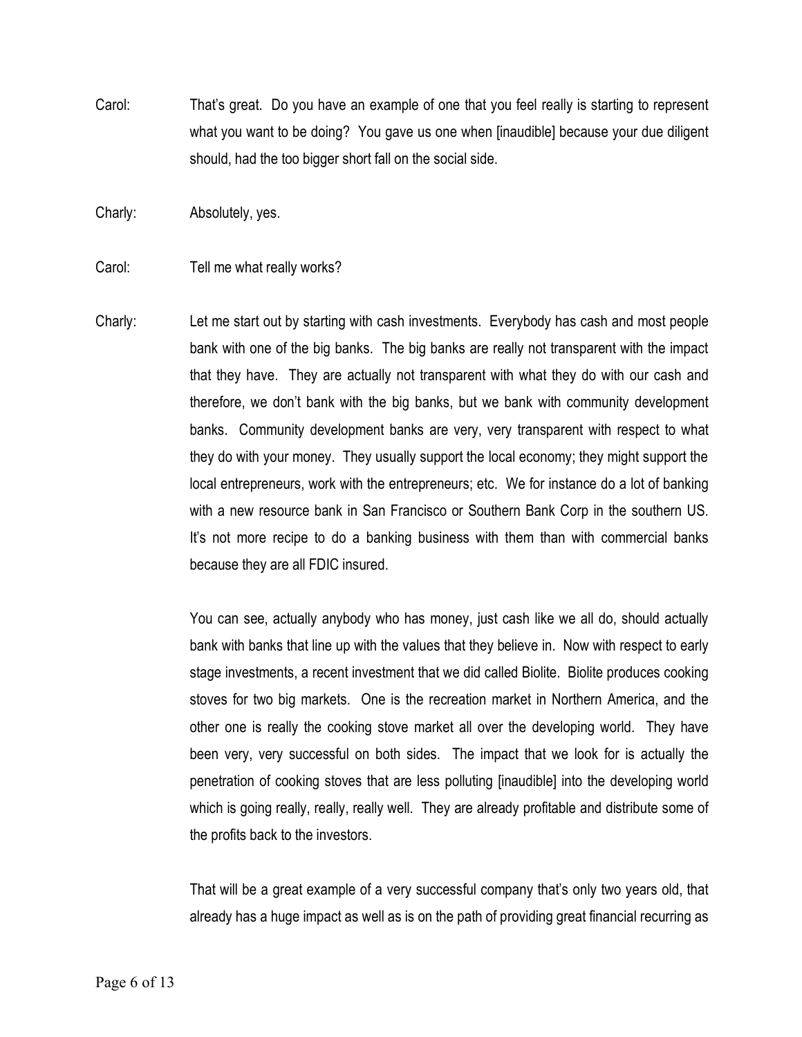Carol: That's great. Do you have an example of one that you feel really is starting to represent what you want to be doing? You gave us one when [inaudible] because your due diligent should, had the too bigger short fall on the social side.

Charly: Absolutely, yes.

Carol: Tell me what really works?

Charly: Let me start out by starting with cash investments. Everybody has cash and most people bank with one of the big banks. The big banks are really not transparent with the impact that they have. They are actually not transparent with what they do with our cash and therefore, we don't bank with the big banks, but we bank with community development banks. Community development banks are very, very transparent with respect to what they do with your money. They usually support the local economy; they might support the local entrepreneurs, work with the entrepreneurs; etc. We for instance do a lot of banking with a new resource bank in San Francisco or Southern Bank Corp in the southern US. It's not more recipe to do a banking business with them than with commercial banks because they are all FDIC insured.

You can see, actually anybody who has money, just cash like we all do, should actually bank with banks that line up with the values that they believe in. Now with respect to early stage investments, a recent investment that we did called Biolite. Biolite produces cooking stoves for two big markets. One is the recreation market in Northern America, and the other one is really the cooking stove market all over the developing world. They have been very, very successful on both sides. The impact that we look for is actually the penetration of cooking stoves that are less polluting [inaudible] into the developing world which is going really, really, really well. They are already profitable and distribute some of the profits back to the investors.

That will be a great example of a very successful company that's only two years old, that already has a huge impact as well as is on the path of providing great financial recurring as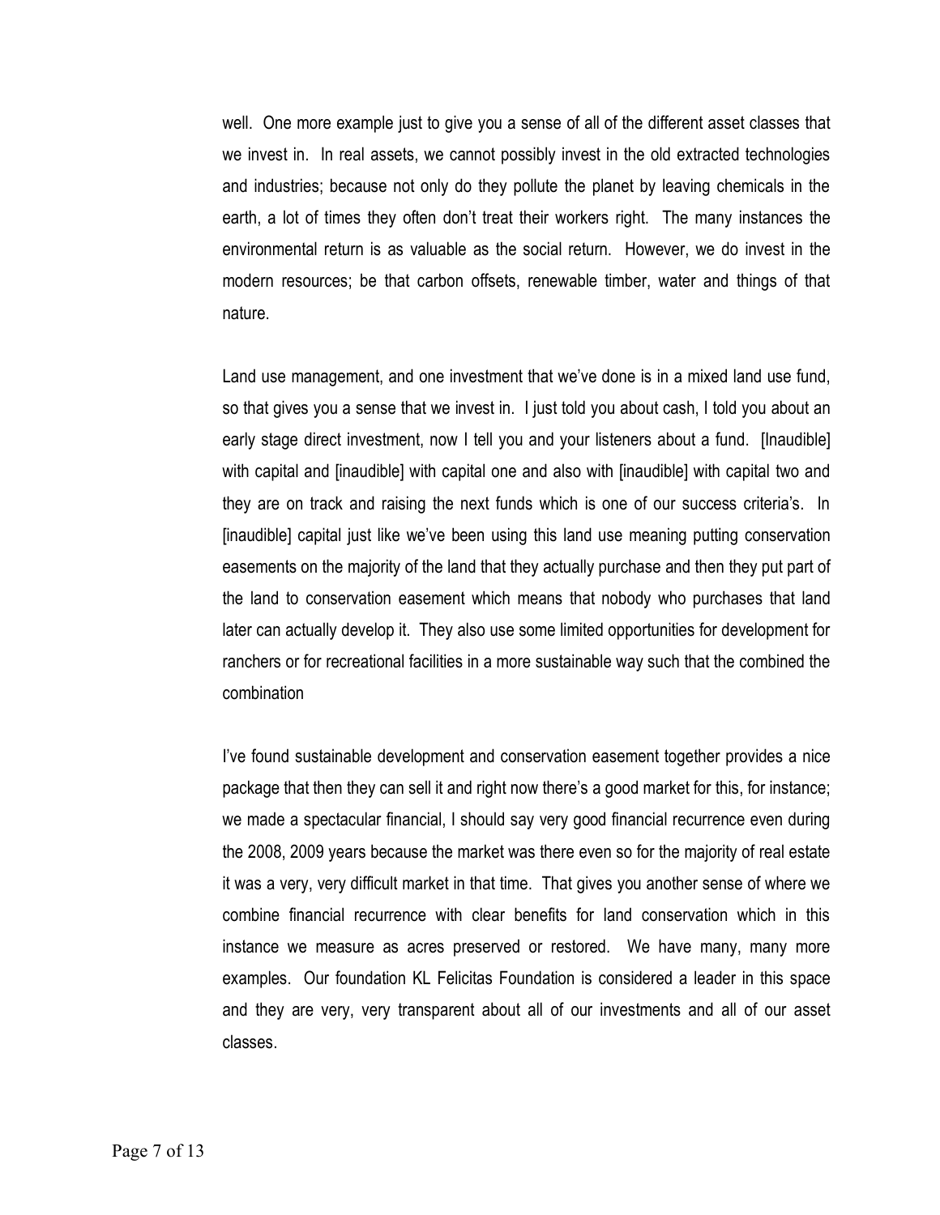well. One more example just to give you a sense of all of the different asset classes that we invest in. In real assets, we cannot possibly invest in the old extracted technologies and industries; because not only do they pollute the planet by leaving chemicals in the earth, a lot of times they often don't treat their workers right. The many instances the environmental return is as valuable as the social return. However, we do invest in the modern resources; be that carbon offsets, renewable timber, water and things of that nature.

Land use management, and one investment that we've done is in a mixed land use fund, so that gives you a sense that we invest in. I just told you about cash, I told you about an early stage direct investment, now I tell you and your listeners about a fund. [Inaudible] with capital and [inaudible] with capital one and also with [inaudible] with capital two and they are on track and raising the next funds which is one of our success criteria's. In [inaudible] capital just like we've been using this land use meaning putting conservation easements on the majority of the land that they actually purchase and then they put part of the land to conservation easement which means that nobody who purchases that land later can actually develop it. They also use some limited opportunities for development for ranchers or for recreational facilities in a more sustainable way such that the combined the combination

I've found sustainable development and conservation easement together provides a nice package that then they can sell it and right now there's a good market for this, for instance; we made a spectacular financial, I should say very good financial recurrence even during the 2008, 2009 years because the market was there even so for the majority of real estate it was a very, very difficult market in that time. That gives you another sense of where we combine financial recurrence with clear benefits for land conservation which in this instance we measure as acres preserved or restored. We have many, many more examples. Our foundation KL Felicitas Foundation is considered a leader in this space and they are very, very transparent about all of our investments and all of our asset classes.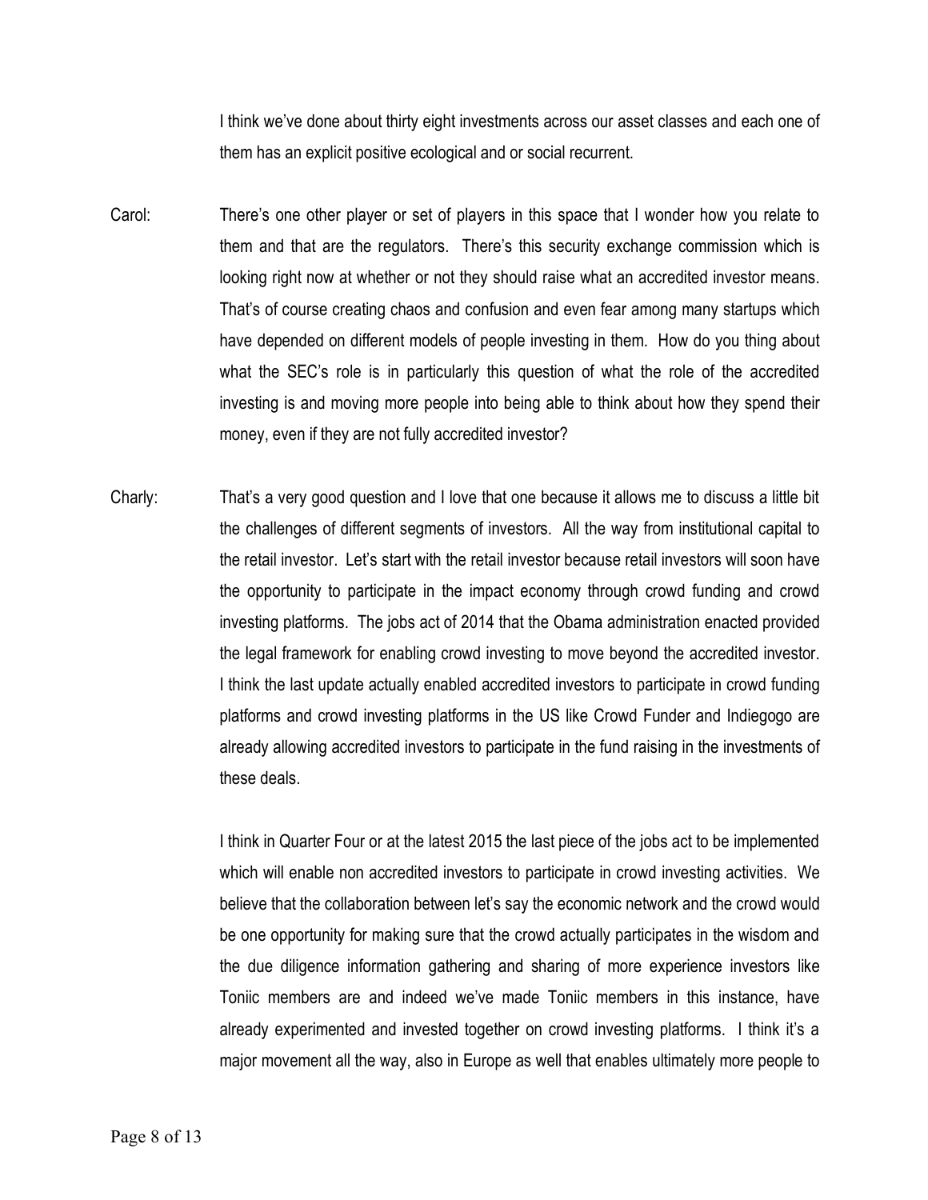I think we've done about thirty eight investments across our asset classes and each one of them has an explicit positive ecological and or social recurrent.

Carol: There's one other player or set of players in this space that I wonder how you relate to them and that are the regulators. There's this security exchange commission which is looking right now at whether or not they should raise what an accredited investor means. That's of course creating chaos and confusion and even fear among many startups which have depended on different models of people investing in them. How do you thing about what the SEC's role is in particularly this question of what the role of the accredited investing is and moving more people into being able to think about how they spend their money, even if they are not fully accredited investor?

Charly: That's a very good question and I love that one because it allows me to discuss a little bit the challenges of different segments of investors. All the way from institutional capital to the retail investor. Let's start with the retail investor because retail investors will soon have the opportunity to participate in the impact economy through crowd funding and crowd investing platforms. The jobs act of 2014 that the Obama administration enacted provided the legal framework for enabling crowd investing to move beyond the accredited investor. I think the last update actually enabled accredited investors to participate in crowd funding platforms and crowd investing platforms in the US like Crowd Funder and Indiegogo are already allowing accredited investors to participate in the fund raising in the investments of these deals.

I think in Quarter Four or at the latest 2015 the last piece of the jobs act to be implemented which will enable non accredited investors to participate in crowd investing activities. We believe that the collaboration between let's say the economic network and the crowd would be one opportunity for making sure that the crowd actually participates in the wisdom and the due diligence information gathering and sharing of more experience investors like Toniic members are and indeed we've made Toniic members in this instance, have already experimented and invested together on crowd investing platforms. I think it's a major movement all the way, also in Europe as well that enables ultimately more people to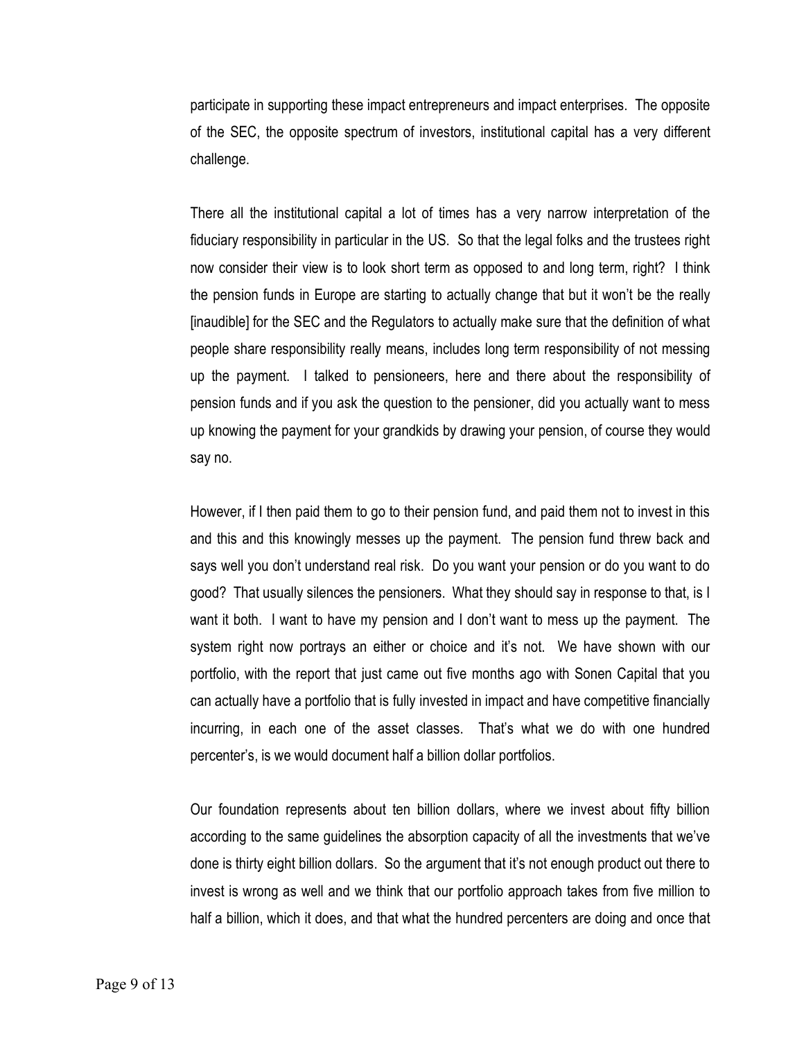participate in supporting these impact entrepreneurs and impact enterprises. The opposite of the SEC, the opposite spectrum of investors, institutional capital has a very different challenge.

There all the institutional capital a lot of times has a very narrow interpretation of the fiduciary responsibility in particular in the US. So that the legal folks and the trustees right now consider their view is to look short term as opposed to and long term, right? I think the pension funds in Europe are starting to actually change that but it won't be the really [inaudible] for the SEC and the Regulators to actually make sure that the definition of what people share responsibility really means, includes long term responsibility of not messing up the payment. I talked to pensioneers, here and there about the responsibility of pension funds and if you ask the question to the pensioner, did you actually want to mess up knowing the payment for your grandkids by drawing your pension, of course they would say no.

However, if I then paid them to go to their pension fund, and paid them not to invest in this and this and this knowingly messes up the payment. The pension fund threw back and says well you don't understand real risk. Do you want your pension or do you want to do good? That usually silences the pensioners. What they should say in response to that, is I want it both. I want to have my pension and I don't want to mess up the payment. The system right now portrays an either or choice and it's not. We have shown with our portfolio, with the report that just came out five months ago with Sonen Capital that you can actually have a portfolio that is fully invested in impact and have competitive financially incurring, in each one of the asset classes. That's what we do with one hundred percenter's, is we would document half a billion dollar portfolios.

Our foundation represents about ten billion dollars, where we invest about fifty billion according to the same guidelines the absorption capacity of all the investments that we've done is thirty eight billion dollars. So the argument that it's not enough product out there to invest is wrong as well and we think that our portfolio approach takes from five million to half a billion, which it does, and that what the hundred percenters are doing and once that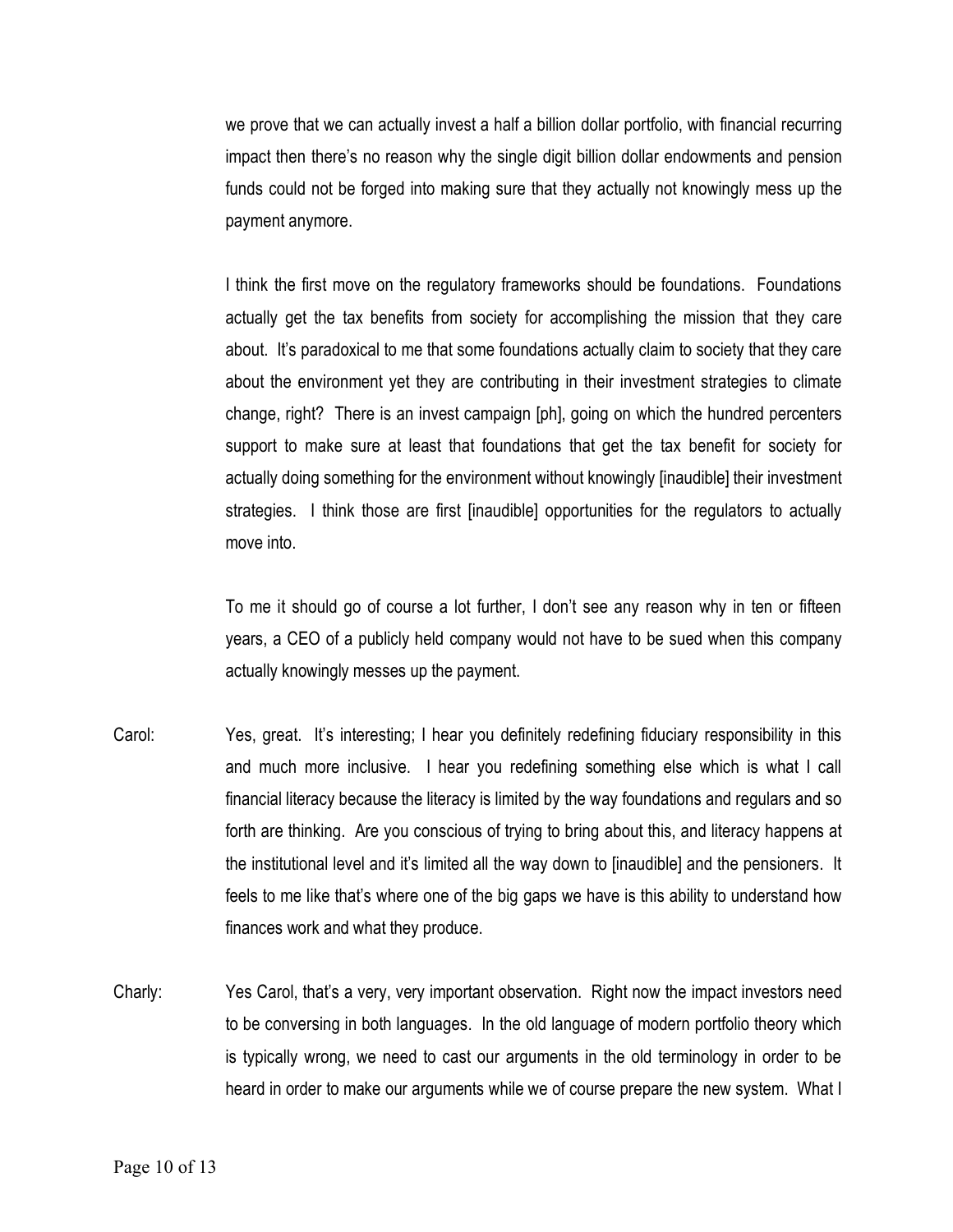we prove that we can actually invest a half a billion dollar portfolio, with financial recurring impact then there's no reason why the single digit billion dollar endowments and pension funds could not be forged into making sure that they actually not knowingly mess up the payment anymore.

I think the first move on the regulatory frameworks should be foundations. Foundations actually get the tax benefits from society for accomplishing the mission that they care about. It's paradoxical to me that some foundations actually claim to society that they care about the environment yet they are contributing in their investment strategies to climate change, right? There is an invest campaign [ph], going on which the hundred percenters support to make sure at least that foundations that get the tax benefit for society for actually doing something for the environment without knowingly [inaudible] their investment strategies. I think those are first [inaudible] opportunities for the regulators to actually move into.

To me it should go of course a lot further, I don't see any reason why in ten or fifteen years, a CEO of a publicly held company would not have to be sued when this company actually knowingly messes up the payment.

Carol: Yes, great. It's interesting; I hear you definitely redefining fiduciary responsibility in this and much more inclusive. I hear you redefining something else which is what I call financial literacy because the literacy is limited by the way foundations and regulars and so forth are thinking. Are you conscious of trying to bring about this, and literacy happens at the institutional level and it's limited all the way down to [inaudible] and the pensioners. It feels to me like that's where one of the big gaps we have is this ability to understand how finances work and what they produce.

Charly: Yes Carol, that's a very, very important observation. Right now the impact investors need to be conversing in both languages. In the old language of modern portfolio theory which is typically wrong, we need to cast our arguments in the old terminology in order to be heard in order to make our arguments while we of course prepare the new system. What I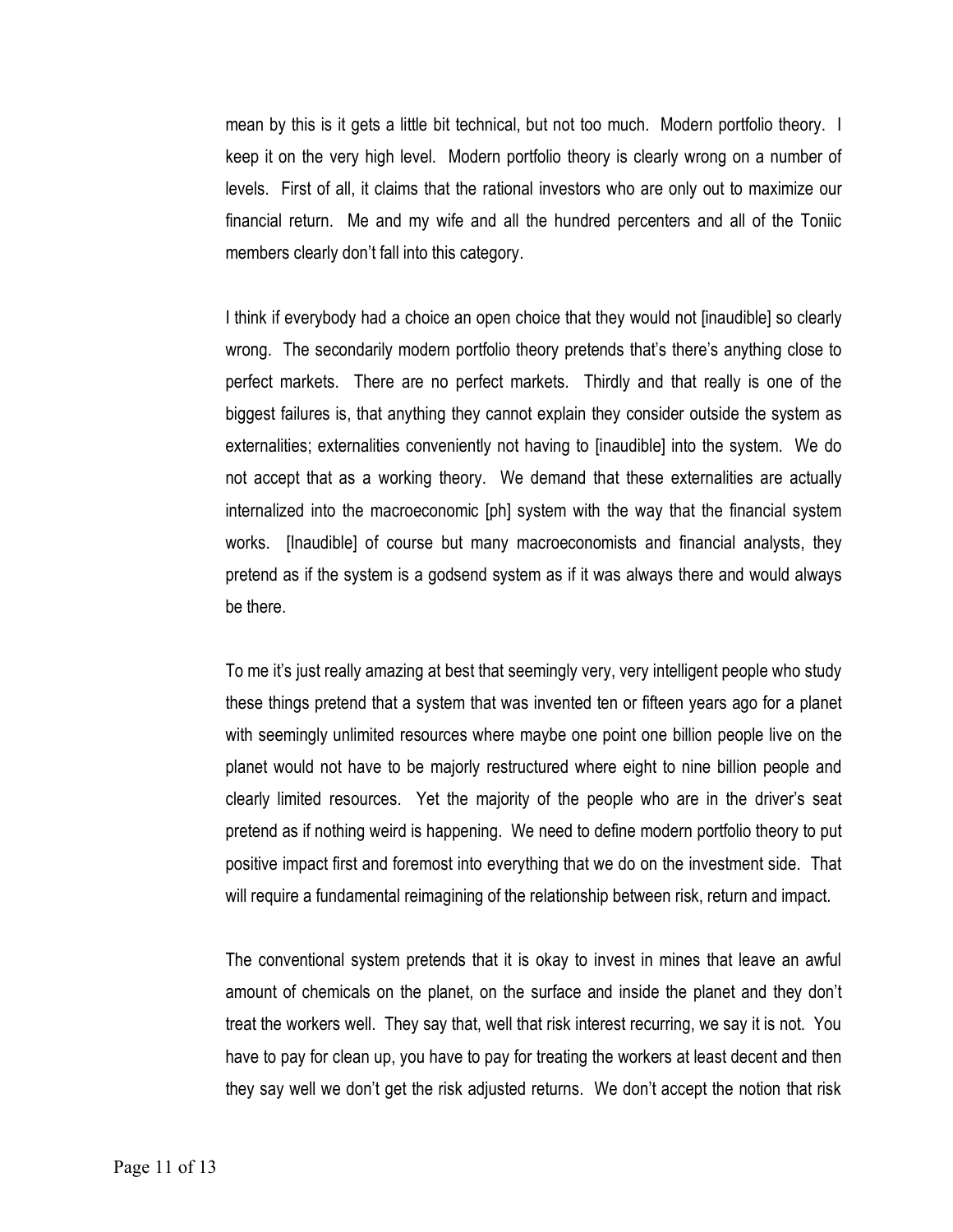mean by this is it gets a little bit technical, but not too much. Modern portfolio theory. I keep it on the very high level. Modern portfolio theory is clearly wrong on a number of levels. First of all, it claims that the rational investors who are only out to maximize our financial return. Me and my wife and all the hundred percenters and all of the Toniic members clearly don't fall into this category.

I think if everybody had a choice an open choice that they would not [inaudible] so clearly wrong. The secondarily modern portfolio theory pretends that's there's anything close to perfect markets. There are no perfect markets. Thirdly and that really is one of the biggest failures is, that anything they cannot explain they consider outside the system as externalities; externalities conveniently not having to [inaudible] into the system. We do not accept that as a working theory. We demand that these externalities are actually internalized into the macroeconomic [ph] system with the way that the financial system works. [Inaudible] of course but many macroeconomists and financial analysts, they pretend as if the system is a godsend system as if it was always there and would always be there.

To me it's just really amazing at best that seemingly very, very intelligent people who study these things pretend that a system that was invented ten or fifteen years ago for a planet with seemingly unlimited resources where maybe one point one billion people live on the planet would not have to be majorly restructured where eight to nine billion people and clearly limited resources. Yet the majority of the people who are in the driver's seat pretend as if nothing weird is happening. We need to define modern portfolio theory to put positive impact first and foremost into everything that we do on the investment side. That will require a fundamental reimagining of the relationship between risk, return and impact.

The conventional system pretends that it is okay to invest in mines that leave an awful amount of chemicals on the planet, on the surface and inside the planet and they don't treat the workers well. They say that, well that risk interest recurring, we say it is not. You have to pay for clean up, you have to pay for treating the workers at least decent and then they say well we don't get the risk adjusted returns. We don't accept the notion that risk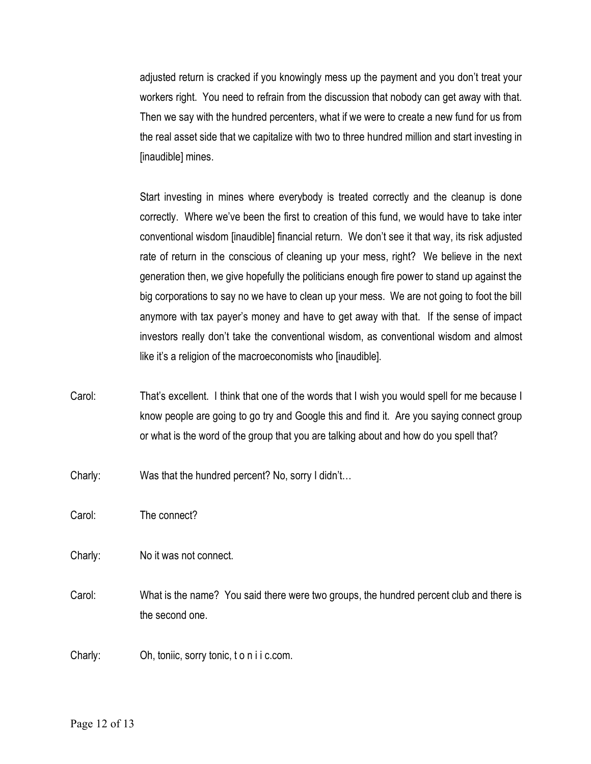adjusted return is cracked if you knowingly mess up the payment and you don't treat your workers right. You need to refrain from the discussion that nobody can get away with that. Then we say with the hundred percenters, what if we were to create a new fund for us from the real asset side that we capitalize with two to three hundred million and start investing in [inaudible] mines.

Start investing in mines where everybody is treated correctly and the cleanup is done correctly. Where we've been the first to creation of this fund, we would have to take inter conventional wisdom [inaudible] financial return. We don't see it that way, its risk adjusted rate of return in the conscious of cleaning up your mess, right? We believe in the next generation then, we give hopefully the politicians enough fire power to stand up against the big corporations to say no we have to clean up your mess. We are not going to foot the bill anymore with tax payer's money and have to get away with that. If the sense of impact investors really don't take the conventional wisdom, as conventional wisdom and almost like it's a religion of the macroeconomists who [inaudible].

Carol: That's excellent. I think that one of the words that I wish you would spell for me because I know people are going to go try and Google this and find it. Are you saying connect group or what is the word of the group that you are talking about and how do you spell that?

Charly: Was that the hundred percent? No, sorry I didn't…

Carol: The connect?

Charly: No it was not connect.

Carol: What is the name? You said there were two groups, the hundred percent club and there is the second one.

Charly: Oh, toniic, sorry tonic, t o n i i c.com.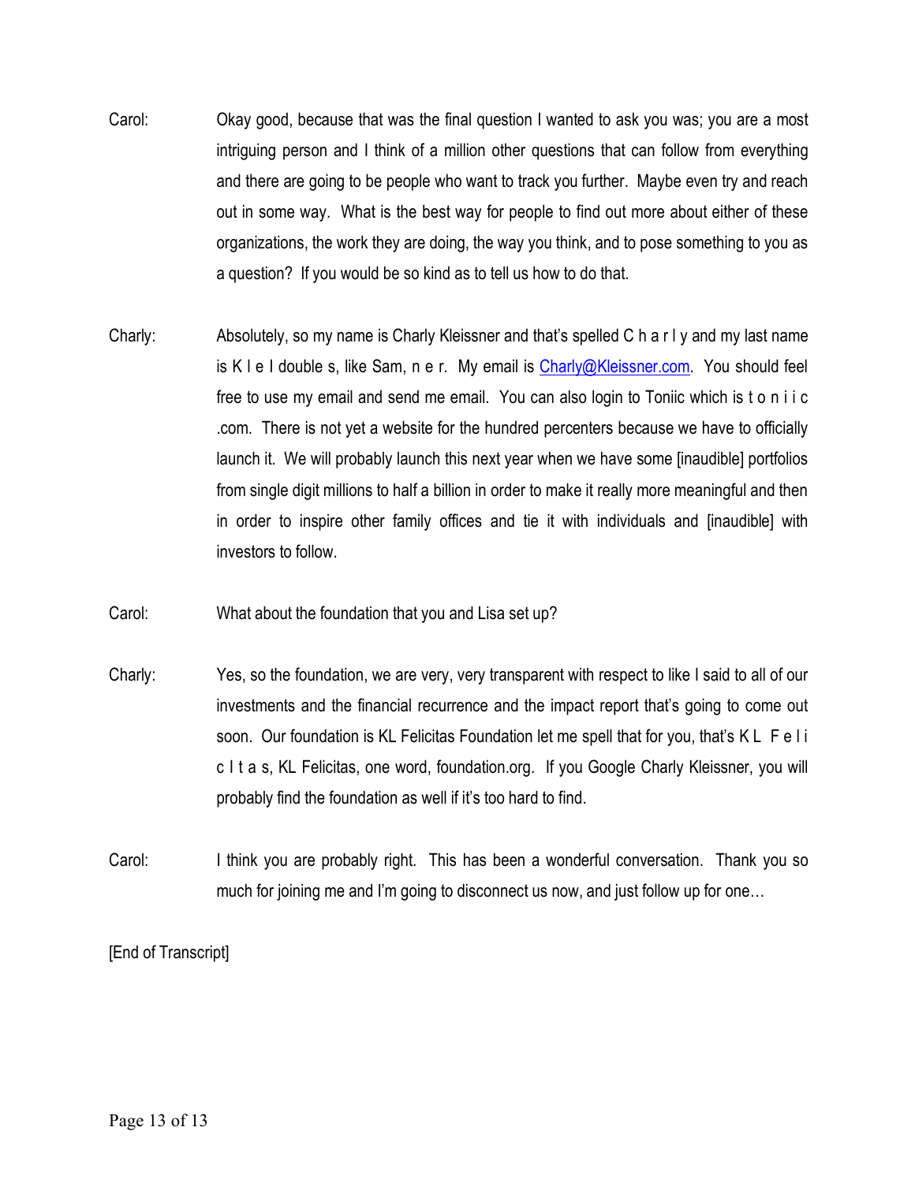Carol: Okay good, because that was the final question I wanted to ask you was; you are a most intriguing person and I think of a million other questions that can follow from everything and there are going to be people who want to track you further. Maybe even try and reach out in some way. What is the best way for people to find out more about either of these organizations, the work they are doing, the way you think, and to pose something to you as a question? If you would be so kind as to tell us how to do that.

Charly: Absolutely, so my name is Charly Kleissner and that's spelled C h a r l y and my last name is K l e I double s, like Sam, n e r. My email is Charly@Kleissner.com. You should feel free to use my email and send me email. You can also login to Toniic which is t o n i i c .com. There is not yet a website for the hundred percenters because we have to officially launch it. We will probably launch this next year when we have some [inaudible] portfolios from single digit millions to half a billion in order to make it really more meaningful and then in order to inspire other family offices and tie it with individuals and [inaudible] with investors to follow.

Carol: What about the foundation that you and Lisa set up?

Charly: Yes, so the foundation, we are very, very transparent with respect to like I said to all of our investments and the financial recurrence and the impact report that's going to come out soon. Our foundation is KL Felicitas Foundation let me spell that for you, that's K L F e l i c I t a s, KL Felicitas, one word, foundation.org. If you Google Charly Kleissner, you will probably find the foundation as well if it's too hard to find.

Carol: I think you are probably right. This has been a wonderful conversation. Thank you so much for joining me and I'm going to disconnect us now, and just follow up for one…

[End of Transcript]